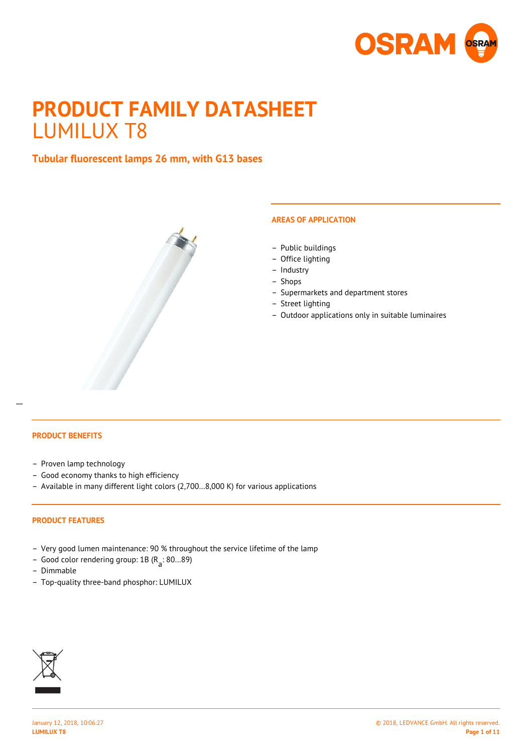# PRODUCT FAMILY DATASHEET
LUMILUX T8

**Tubular fluorescent lamps 26 mm, with G13 bases**

## AREAS OF APPLICATION

- Public buildings
- Office lighting
- Industry
- Shops
- Supermarkets and department stores
- Street lighting
- Outdoor applications only in suitable luminaires

## PRODUCT BENEFITS

- Proven lamp technology
- Good economy thanks to high efficiency
- Available in many different light colors (2,700…8,000 K) for various applications

## PRODUCT FEATURES

- Very good lumen maintenance: 90 % throughout the service lifetime of the lamp
- Good color rendering group: 1B ($R_a$: 80…89)
- Dimmable
- Top-quality three-band phosphor: LUMILUX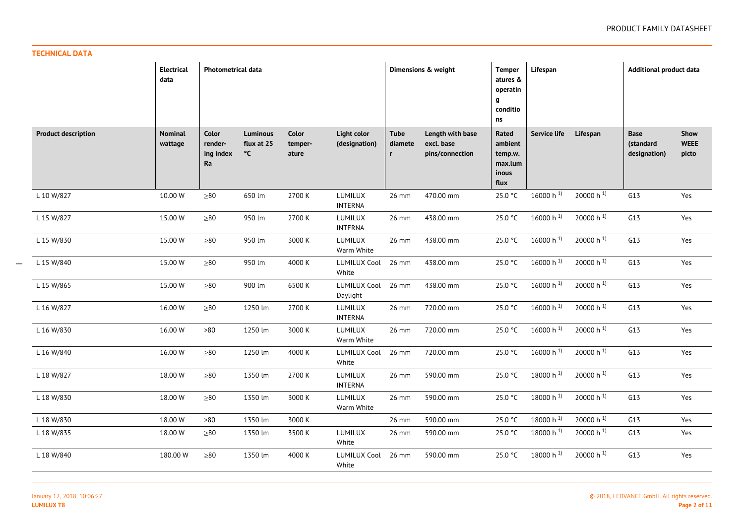## TECHNICAL DATA

| | Electrical data | Photometrical data | | | | Dimensions & weight | | Temperatures & operating conditions | Lifespan | | Additional product data | |
|---|---|---|---|---|---|---|---|---|---|---|---|---|
| **Product description** | **Nominal wattage** | **Color rendering index Ra** | **Luminous flux at 25 °C** | **Color temperature** | **Light color (designation)** | **Tube diameter** | **Length with base excl. base pins/connection** | **Rated ambient temp.w. max.luminous flux** | **Service life** | **Lifespan** | **Base (standard designation)** | **Show WEEE picto** |
| L 10 W/827 | 10.00 W | ≥80 | 650 lm | 2700 K | LUMILUX INTERNA | 26 mm | 470.00 mm | 25.0 °C | 16000 h [1)] | 20000 h [1)] | G13 | Yes |
| L 15 W/827 | 15.00 W | ≥80 | 950 lm | 2700 K | LUMILUX INTERNA | 26 mm | 438.00 mm | 25.0 °C | 16000 h [1)] | 20000 h [1)] | G13 | Yes |
| L 15 W/830 | 15.00 W | ≥80 | 950 lm | 3000 K | LUMILUX Warm White | 26 mm | 438.00 mm | 25.0 °C | 16000 h [1)] | 20000 h [1)] | G13 | Yes |
| L 15 W/840 | 15.00 W | ≥80 | 950 lm | 4000 K | LUMILUX Cool White | 26 mm | 438.00 mm | 25.0 °C | 16000 h [1)] | 20000 h [1)] | G13 | Yes |
| L 15 W/865 | 15.00 W | ≥80 | 900 lm | 6500 K | LUMILUX Cool Daylight | 26 mm | 438.00 mm | 25.0 °C | 16000 h [1)] | 20000 h [1)] | G13 | Yes |
| L 16 W/827 | 16.00 W | ≥80 | 1250 lm | 2700 K | LUMILUX INTERNA | 26 mm | 720.00 mm | 25.0 °C | 16000 h [1)] | 20000 h [1)] | G13 | Yes |
| L 16 W/830 | 16.00 W | >80 | 1250 lm | 3000 K | LUMILUX Warm White | 26 mm | 720.00 mm | 25.0 °C | 16000 h [1)] | 20000 h [1)] | G13 | Yes |
| L 16 W/840 | 16.00 W | ≥80 | 1250 lm | 4000 K | LUMILUX Cool White | 26 mm | 720.00 mm | 25.0 °C | 16000 h [1)] | 20000 h [1)] | G13 | Yes |
| L 18 W/827 | 18.00 W | ≥80 | 1350 lm | 2700 K | LUMILUX INTERNA | 26 mm | 590.00 mm | 25.0 °C | 18000 h [1)] | 20000 h [1)] | G13 | Yes |
| L 18 W/830 | 18.00 W | ≥80 | 1350 lm | 3000 K | LUMILUX Warm White | 26 mm | 590.00 mm | 25.0 °C | 18000 h [1)] | 20000 h [1)] | G13 | Yes |
| L 18 W/830 | 18.00 W | >80 | 1350 lm | 3000 K | | 26 mm | 590.00 mm | 25.0 °C | 18000 h [1)] | 20000 h [1)] | G13 | Yes |
| L 18 W/835 | 18.00 W | ≥80 | 1350 lm | 3500 K | LUMILUX White | 26 mm | 590.00 mm | 25.0 °C | 18000 h [1)] | 20000 h [1)] | G13 | Yes |
| L 18 W/840 | 180.00 W | ≥80 | 1350 lm | 4000 K | LUMILUX Cool White | 26 mm | 590.00 mm | 25.0 °C | 18000 h [1)] | 20000 h [1)] | G13 | Yes |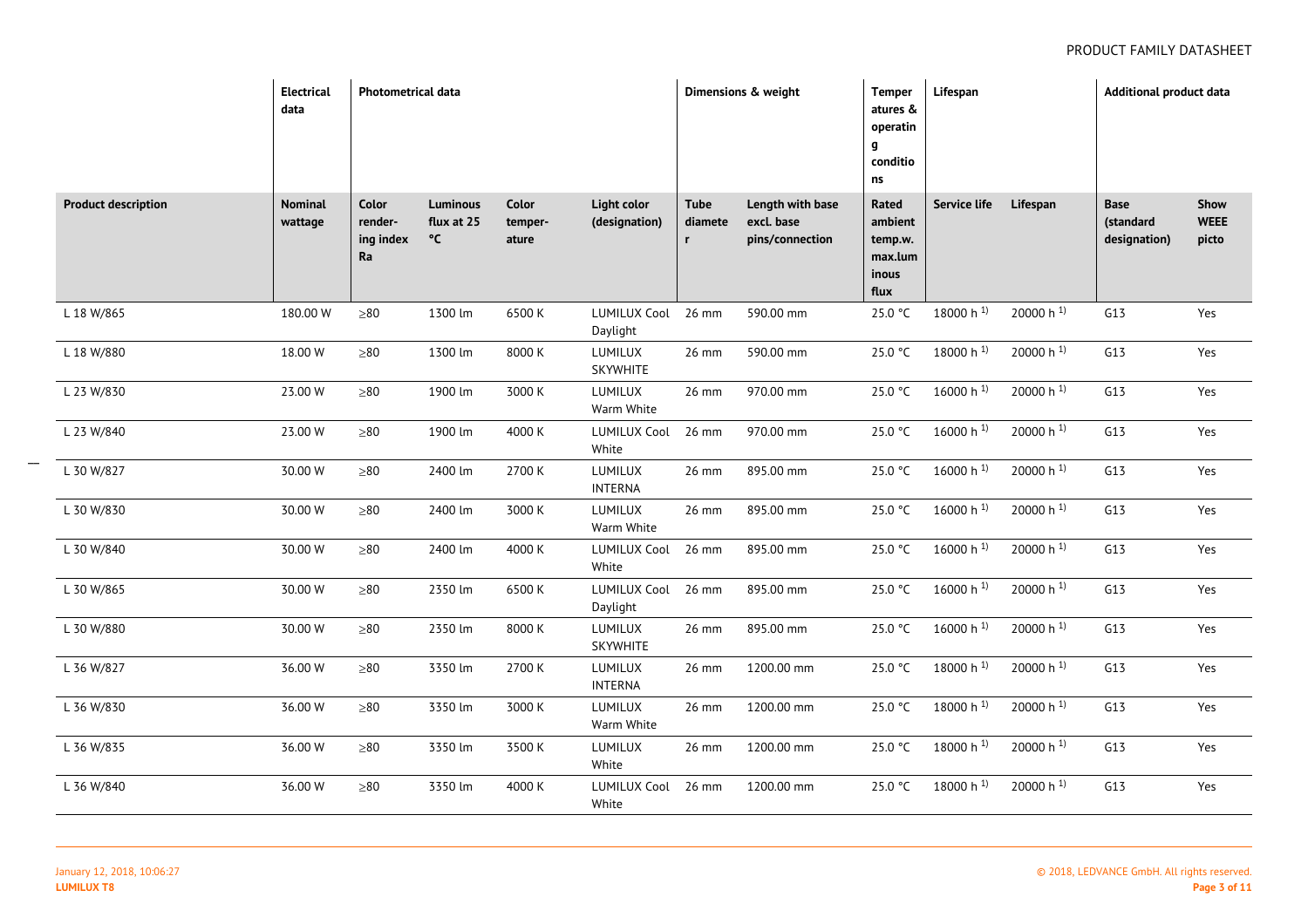| | Electrical data | Photometrical data | | | | Dimensions & weight | | Temperatures & operating conditions | Lifespan | | Additional product data | |
|---|---|---|---|---|---|---|---|---|---|---|---|---|
| **Product description** | **Nominal wattage** | **Color rendering index Ra** | **Luminous flux at 25 °C** | **Color temperature** | **Light color (designation)** | **Tube diameter** | **Length with base excl. base pins/connection** | **Rated ambient temp.w. max.luminous flux** | **Service life** | **Lifespan** | **Base (standard designation)** | **Show WEEE picto** |
| L 18 W/865 | 180.00 W | ≥80 | 1300 lm | 6500 K | LUMILUX Cool Daylight | 26 mm | 590.00 mm | 25.0 °C | 18000 h [1)] | 20000 h [1)] | G13 | Yes |
| L 18 W/880 | 18.00 W | ≥80 | 1300 lm | 8000 K | LUMILUX SKYWHITE | 26 mm | 590.00 mm | 25.0 °C | 18000 h [1)] | 20000 h [1)] | G13 | Yes |
| L 23 W/830 | 23.00 W | ≥80 | 1900 lm | 3000 K | LUMILUX Warm White | 26 mm | 970.00 mm | 25.0 °C | 16000 h [1)] | 20000 h [1)] | G13 | Yes |
| L 23 W/840 | 23.00 W | ≥80 | 1900 lm | 4000 K | LUMILUX Cool White | 26 mm | 970.00 mm | 25.0 °C | 16000 h [1)] | 20000 h [1)] | G13 | Yes |
| L 30 W/827 | 30.00 W | ≥80 | 2400 lm | 2700 K | LUMILUX INTERNA | 26 mm | 895.00 mm | 25.0 °C | 16000 h [1)] | 20000 h [1)] | G13 | Yes |
| L 30 W/830 | 30.00 W | ≥80 | 2400 lm | 3000 K | LUMILUX Warm White | 26 mm | 895.00 mm | 25.0 °C | 16000 h [1)] | 20000 h [1)] | G13 | Yes |
| L 30 W/840 | 30.00 W | ≥80 | 2400 lm | 4000 K | LUMILUX Cool White | 26 mm | 895.00 mm | 25.0 °C | 16000 h [1)] | 20000 h [1)] | G13 | Yes |
| L 30 W/865 | 30.00 W | ≥80 | 2350 lm | 6500 K | LUMILUX Cool Daylight | 26 mm | 895.00 mm | 25.0 °C | 16000 h [1)] | 20000 h [1)] | G13 | Yes |
| L 30 W/880 | 30.00 W | ≥80 | 2350 lm | 8000 K | LUMILUX SKYWHITE | 26 mm | 895.00 mm | 25.0 °C | 16000 h [1)] | 20000 h [1)] | G13 | Yes |
| L 36 W/827 | 36.00 W | ≥80 | 3350 lm | 2700 K | LUMILUX INTERNA | 26 mm | 1200.00 mm | 25.0 °C | 18000 h [1)] | 20000 h [1)] | G13 | Yes |
| L 36 W/830 | 36.00 W | ≥80 | 3350 lm | 3000 K | LUMILUX Warm White | 26 mm | 1200.00 mm | 25.0 °C | 18000 h [1)] | 20000 h [1)] | G13 | Yes |
| L 36 W/835 | 36.00 W | ≥80 | 3350 lm | 3500 K | LUMILUX White | 26 mm | 1200.00 mm | 25.0 °C | 18000 h [1)] | 20000 h [1)] | G13 | Yes |
| L 36 W/840 | 36.00 W | ≥80 | 3350 lm | 4000 K | LUMILUX Cool White | 26 mm | 1200.00 mm | 25.0 °C | 18000 h [1)] | 20000 h [1)] | G13 | Yes |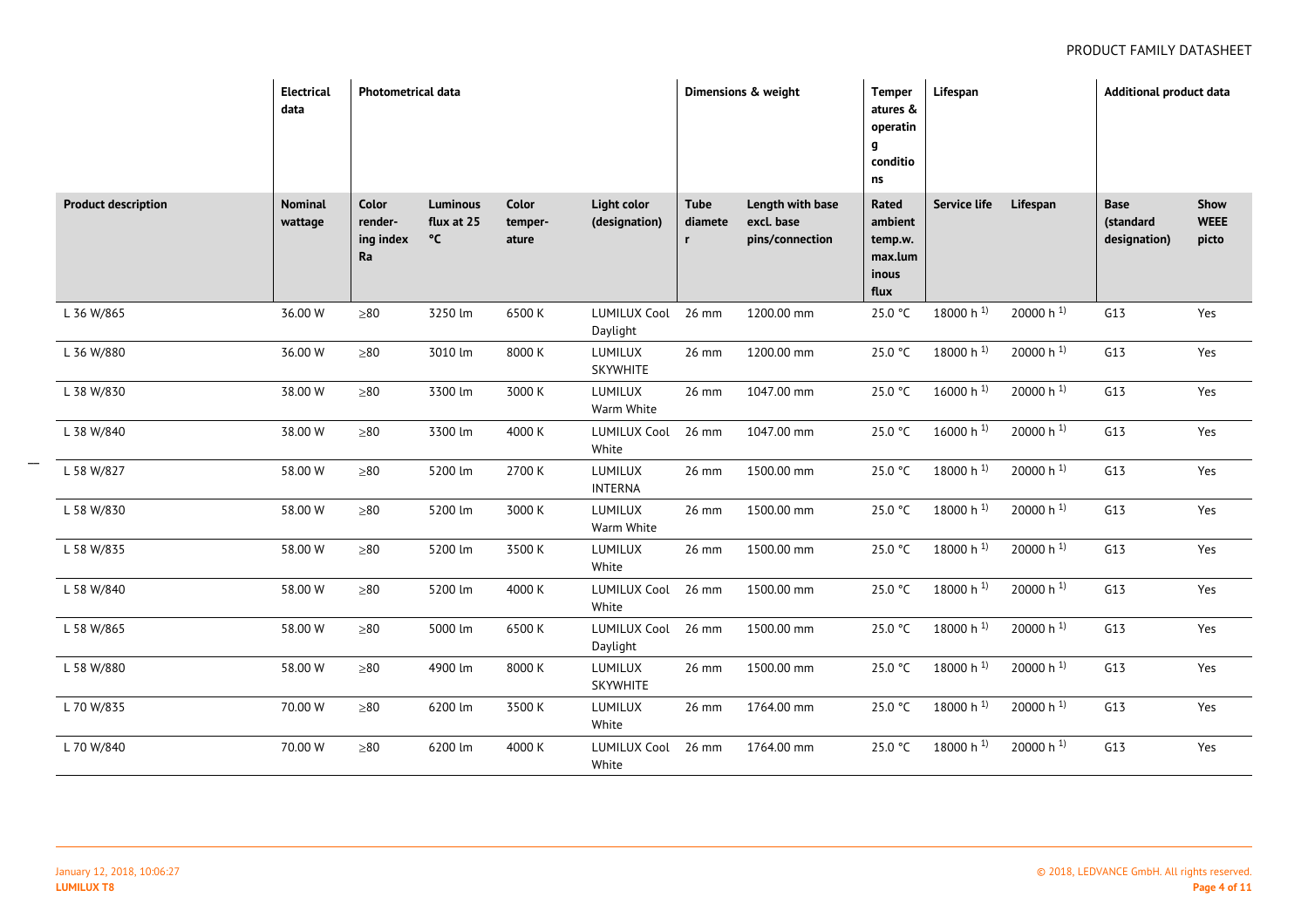| | Electrical data | Photometrical data | | | | Dimensions & weight | | Temperatures & operating conditions | Lifespan | | Additional product data | |
|---|---|---|---|---|---|---|---|---|---|---|---|---|
| **Product description** | **Nominal wattage** | **Color rendering index Ra** | **Luminous flux at 25 °C** | **Color temperature** | **Light color (designation)** | **Tube diameter** | **Length with base excl. base pins/connection** | **Rated ambient temp.w. max.luminous flux** | **Service life** | **Lifespan** | **Base (standard designation)** | **Show WEEE picto** |
| L 36 W/865 | 36.00 W | ≥80 | 3250 lm | 6500 K | LUMILUX Cool Daylight | 26 mm | 1200.00 mm | 25.0 °C | 18000 h [1)] | 20000 h [1)] | G13 | Yes |
| L 36 W/880 | 36.00 W | ≥80 | 3010 lm | 8000 K | LUMILUX SKYWHITE | 26 mm | 1200.00 mm | 25.0 °C | 18000 h [1)] | 20000 h [1)] | G13 | Yes |
| L 38 W/830 | 38.00 W | ≥80 | 3300 lm | 3000 K | LUMILUX Warm White | 26 mm | 1047.00 mm | 25.0 °C | 16000 h [1)] | 20000 h [1)] | G13 | Yes |
| L 38 W/840 | 38.00 W | ≥80 | 3300 lm | 4000 K | LUMILUX Cool White | 26 mm | 1047.00 mm | 25.0 °C | 16000 h [1)] | 20000 h [1)] | G13 | Yes |
| L 58 W/827 | 58.00 W | ≥80 | 5200 lm | 2700 K | LUMILUX INTERNA | 26 mm | 1500.00 mm | 25.0 °C | 18000 h [1)] | 20000 h [1)] | G13 | Yes |
| L 58 W/830 | 58.00 W | ≥80 | 5200 lm | 3000 K | LUMILUX Warm White | 26 mm | 1500.00 mm | 25.0 °C | 18000 h [1)] | 20000 h [1)] | G13 | Yes |
| L 58 W/835 | 58.00 W | ≥80 | 5200 lm | 3500 K | LUMILUX White | 26 mm | 1500.00 mm | 25.0 °C | 18000 h [1)] | 20000 h [1)] | G13 | Yes |
| L 58 W/840 | 58.00 W | ≥80 | 5200 lm | 4000 K | LUMILUX Cool White | 26 mm | 1500.00 mm | 25.0 °C | 18000 h [1)] | 20000 h [1)] | G13 | Yes |
| L 58 W/865 | 58.00 W | ≥80 | 5000 lm | 6500 K | LUMILUX Cool Daylight | 26 mm | 1500.00 mm | 25.0 °C | 18000 h [1)] | 20000 h [1)] | G13 | Yes |
| L 58 W/880 | 58.00 W | ≥80 | 4900 lm | 8000 K | LUMILUX SKYWHITE | 26 mm | 1500.00 mm | 25.0 °C | 18000 h [1)] | 20000 h [1)] | G13 | Yes |
| L 70 W/835 | 70.00 W | ≥80 | 6200 lm | 3500 K | LUMILUX White | 26 mm | 1764.00 mm | 25.0 °C | 18000 h [1)] | 20000 h [1)] | G13 | Yes |
| L 70 W/840 | 70.00 W | ≥80 | 6200 lm | 4000 K | LUMILUX Cool White | 26 mm | 1764.00 mm | 25.0 °C | 18000 h [1)] | 20000 h [1)] | G13 | Yes |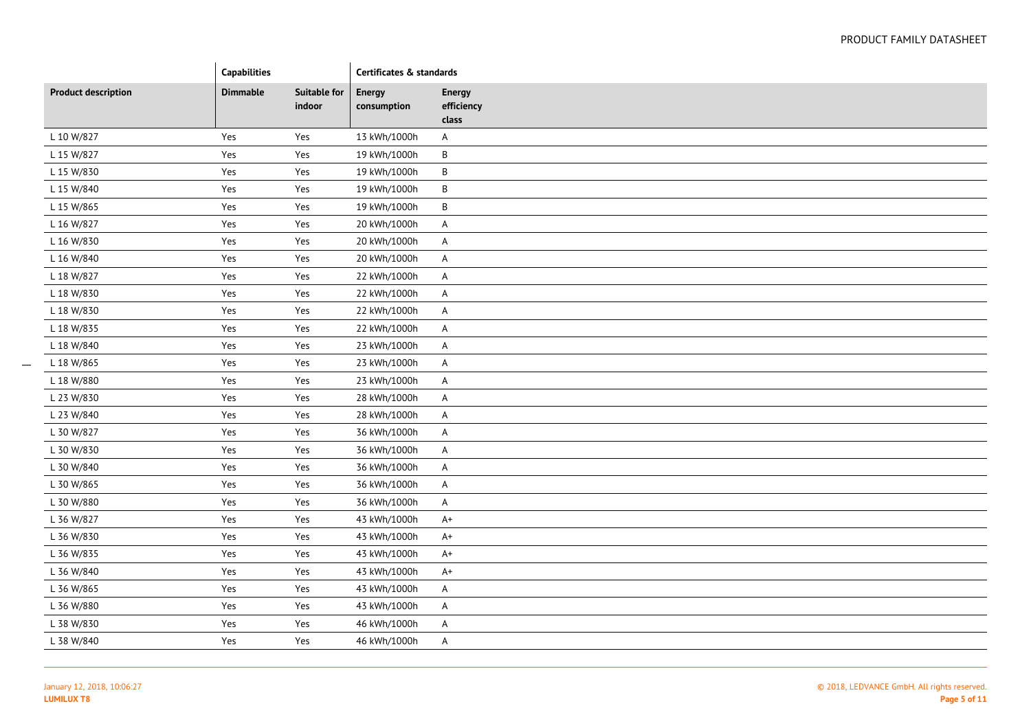| | Capabilities | | Certificates & standards | |
|---|---|---|---|---|
| **Product description** | **Dimmable** | **Suitable for indoor** | **Energy consumption** | **Energy efficiency class** |
| L 10 W/827 | Yes | Yes | 13 kWh/1000h | A |
| L 15 W/827 | Yes | Yes | 19 kWh/1000h | B |
| L 15 W/830 | Yes | Yes | 19 kWh/1000h | B |
| L 15 W/840 | Yes | Yes | 19 kWh/1000h | B |
| L 15 W/865 | Yes | Yes | 19 kWh/1000h | B |
| L 16 W/827 | Yes | Yes | 20 kWh/1000h | A |
| L 16 W/830 | Yes | Yes | 20 kWh/1000h | A |
| L 16 W/840 | Yes | Yes | 20 kWh/1000h | A |
| L 18 W/827 | Yes | Yes | 22 kWh/1000h | A |
| L 18 W/830 | Yes | Yes | 22 kWh/1000h | A |
| L 18 W/830 | Yes | Yes | 22 kWh/1000h | A |
| L 18 W/835 | Yes | Yes | 22 kWh/1000h | A |
| L 18 W/840 | Yes | Yes | 23 kWh/1000h | A |
| L 18 W/865 | Yes | Yes | 23 kWh/1000h | A |
| L 18 W/880 | Yes | Yes | 23 kWh/1000h | A |
| L 23 W/830 | Yes | Yes | 28 kWh/1000h | A |
| L 23 W/840 | Yes | Yes | 28 kWh/1000h | A |
| L 30 W/827 | Yes | Yes | 36 kWh/1000h | A |
| L 30 W/830 | Yes | Yes | 36 kWh/1000h | A |
| L 30 W/840 | Yes | Yes | 36 kWh/1000h | A |
| L 30 W/865 | Yes | Yes | 36 kWh/1000h | A |
| L 30 W/880 | Yes | Yes | 36 kWh/1000h | A |
| L 36 W/827 | Yes | Yes | 43 kWh/1000h | A+ |
| L 36 W/830 | Yes | Yes | 43 kWh/1000h | A+ |
| L 36 W/835 | Yes | Yes | 43 kWh/1000h | A+ |
| L 36 W/840 | Yes | Yes | 43 kWh/1000h | A+ |
| L 36 W/865 | Yes | Yes | 43 kWh/1000h | A |
| L 36 W/880 | Yes | Yes | 43 kWh/1000h | A |
| L 38 W/830 | Yes | Yes | 46 kWh/1000h | A |
| L 38 W/840 | Yes | Yes | 46 kWh/1000h | A |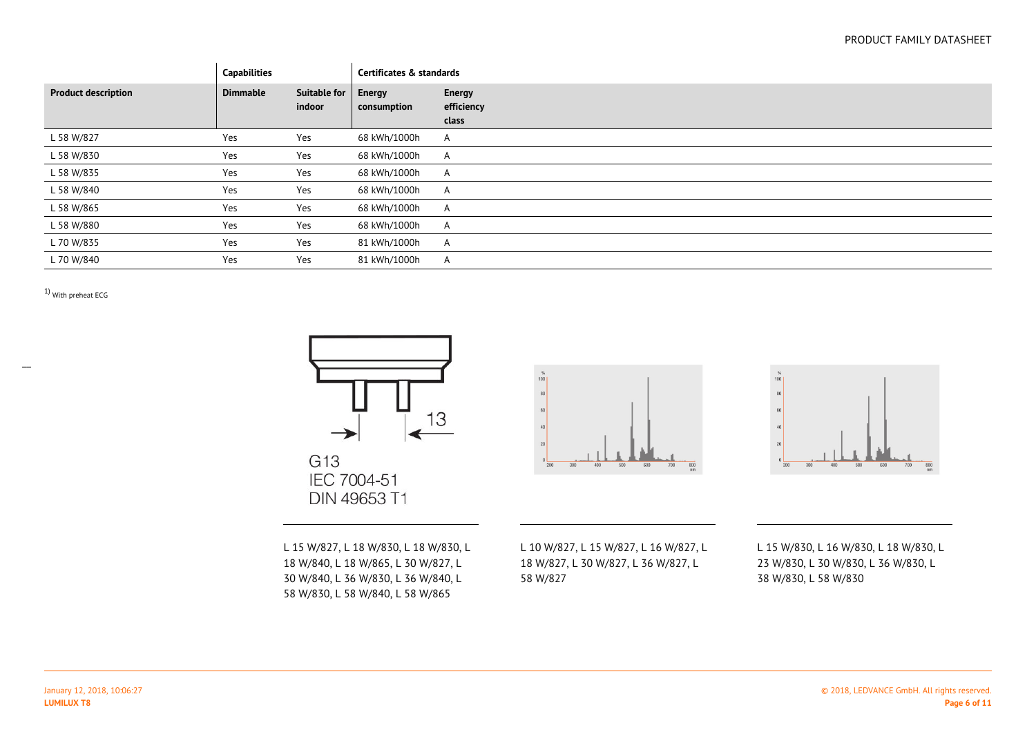| | Capabilities | | Certificates & standards | |
|---|---|---|---|---|
| **Product description** | **Dimmable** | **Suitable for indoor** | **Energy consumption** | **Energy efficiency class** |
| L 58 W/827 | Yes | Yes | 68 kWh/1000h | A |
| L 58 W/830 | Yes | Yes | 68 kWh/1000h | A |
| L 58 W/835 | Yes | Yes | 68 kWh/1000h | A |
| L 58 W/840 | Yes | Yes | 68 kWh/1000h | A |
| L 58 W/865 | Yes | Yes | 68 kWh/1000h | A |
| L 58 W/880 | Yes | Yes | 68 kWh/1000h | A |
| L 70 W/835 | Yes | Yes | 81 kWh/1000h | A |
| L 70 W/840 | Yes | Yes | 81 kWh/1000h | A |

[1] With preheat ECG

G13
IEC 7004-51
DIN 49653 T1

L 15 W/827, L 18 W/830, L 18 W/830, L 18 W/840, L 18 W/865, L 30 W/827, L 30 W/840, L 36 W/830, L 36 W/840, L 58 W/830, L 58 W/840, L 58 W/865

L 10 W/827, L 15 W/827, L 16 W/827, L 18 W/827, L 30 W/827, L 36 W/827, L 58 W/827

L 15 W/830, L 16 W/830, L 18 W/830, L 23 W/830, L 30 W/830, L 36 W/830, L 38 W/830, L 58 W/830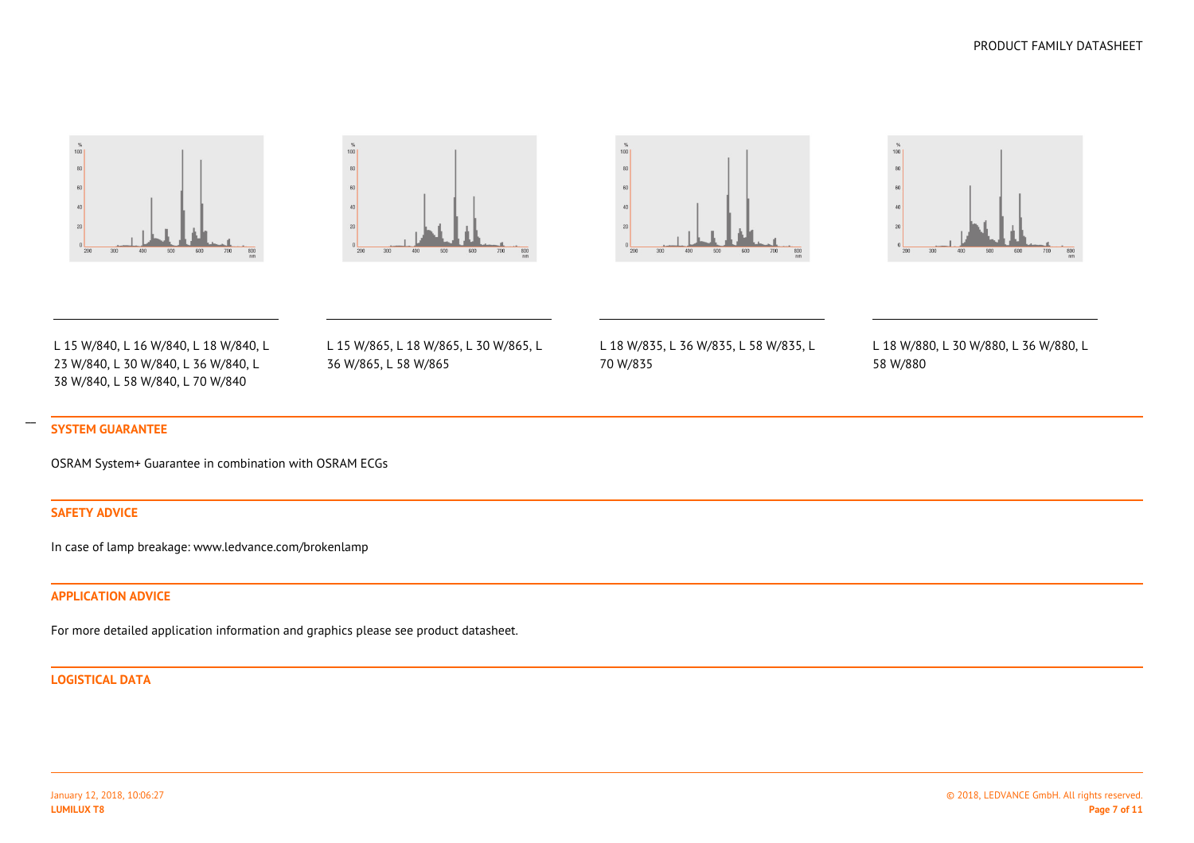L 15 W/840, L 16 W/840, L 18 W/840, L 23 W/840, L 30 W/840, L 36 W/840, L 38 W/840, L 58 W/840, L 70 W/840

L 15 W/865, L 18 W/865, L 30 W/865, L 36 W/865, L 58 W/865

L 18 W/835, L 36 W/835, L 58 W/835, L 70 W/835

L 18 W/880, L 30 W/880, L 36 W/880, L 58 W/880

## SYSTEM GUARANTEE

OSRAM System+ Guarantee in combination with OSRAM ECGs

## SAFETY ADVICE

In case of lamp breakage: www.ledvance.com/brokenlamp

## APPLICATION ADVICE

For more detailed application information and graphics please see product datasheet.

## LOGISTICAL DATA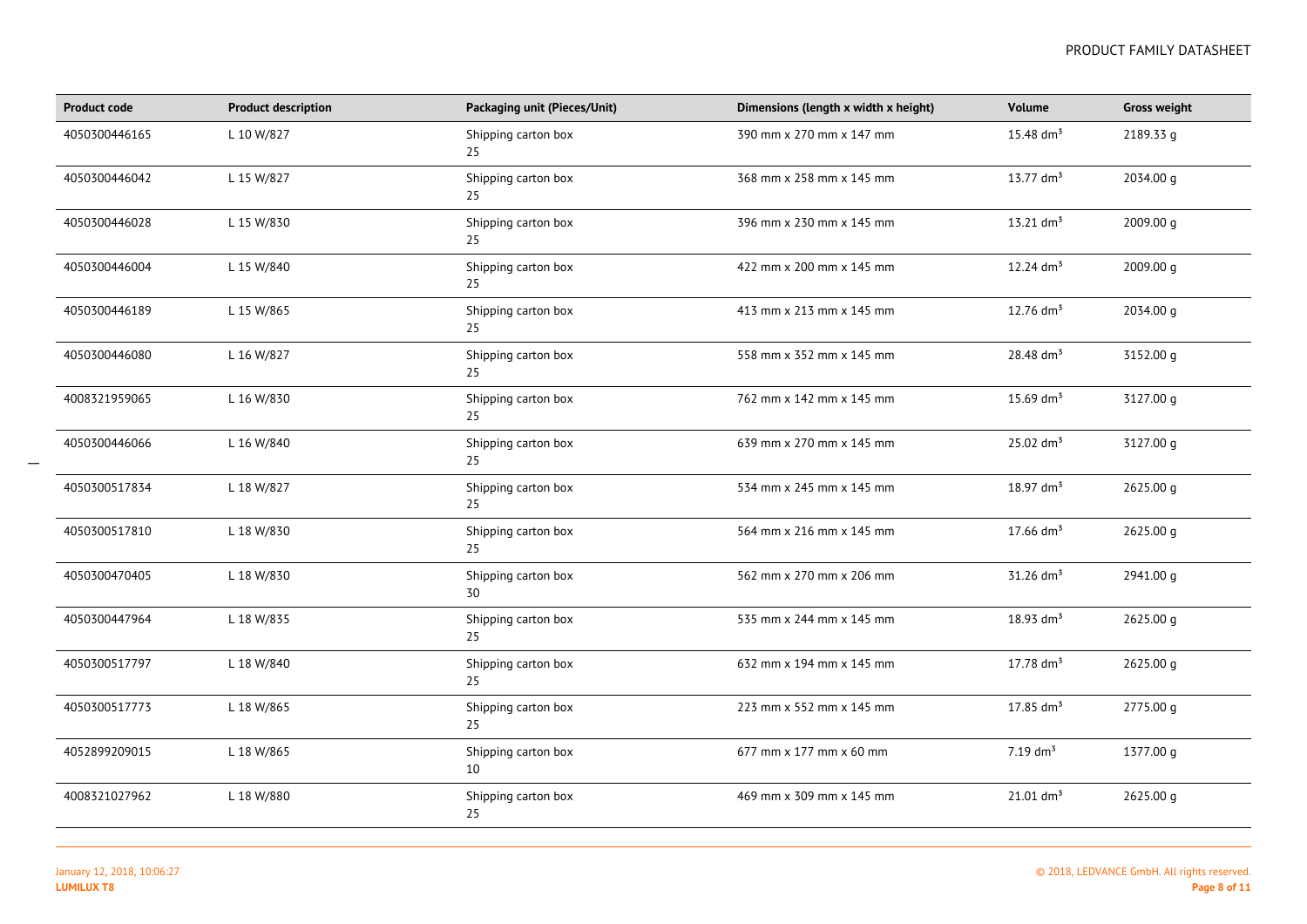| Product code | Product description | Packaging unit (Pieces/Unit) | Dimensions (length x width x height) | Volume | Gross weight |
|---|---|---|---|---|---|
| 4050300446165 | L 10 W/827 | Shipping carton box 25 | 390 mm x 270 mm x 147 mm | 15.48 $dm^3$ | 2189.33 g |
| 4050300446042 | L 15 W/827 | Shipping carton box 25 | 368 mm x 258 mm x 145 mm | 13.77 $dm^3$ | 2034.00 g |
| 4050300446028 | L 15 W/830 | Shipping carton box 25 | 396 mm x 230 mm x 145 mm | 13.21 $dm^3$ | 2009.00 g |
| 4050300446004 | L 15 W/840 | Shipping carton box 25 | 422 mm x 200 mm x 145 mm | 12.24 $dm^3$ | 2009.00 g |
| 4050300446189 | L 15 W/865 | Shipping carton box 25 | 413 mm x 213 mm x 145 mm | 12.76 $dm^3$ | 2034.00 g |
| 4050300446080 | L 16 W/827 | Shipping carton box 25 | 558 mm x 352 mm x 145 mm | 28.48 $dm^3$ | 3152.00 g |
| 4008321959065 | L 16 W/830 | Shipping carton box 25 | 762 mm x 142 mm x 145 mm | 15.69 $dm^3$ | 3127.00 g |
| 4050300446066 | L 16 W/840 | Shipping carton box 25 | 639 mm x 270 mm x 145 mm | 25.02 $dm^3$ | 3127.00 g |
| 4050300517834 | L 18 W/827 | Shipping carton box 25 | 534 mm x 245 mm x 145 mm | 18.97 $dm^3$ | 2625.00 g |
| 4050300517810 | L 18 W/830 | Shipping carton box 25 | 564 mm x 216 mm x 145 mm | 17.66 $dm^3$ | 2625.00 g |
| 4050300470405 | L 18 W/830 | Shipping carton box 30 | 562 mm x 270 mm x 206 mm | 31.26 $dm^3$ | 2941.00 g |
| 4050300447964 | L 18 W/835 | Shipping carton box 25 | 535 mm x 244 mm x 145 mm | 18.93 $dm^3$ | 2625.00 g |
| 4050300517797 | L 18 W/840 | Shipping carton box 25 | 632 mm x 194 mm x 145 mm | 17.78 $dm^3$ | 2625.00 g |
| 4050300517773 | L 18 W/865 | Shipping carton box 25 | 223 mm x 552 mm x 145 mm | 17.85 $dm^3$ | 2775.00 g |
| 4052899209015 | L 18 W/865 | Shipping carton box 10 | 677 mm x 177 mm x 60 mm | 7.19 $dm^3$ | 1377.00 g |
| 4008321027962 | L 18 W/880 | Shipping carton box 25 | 469 mm x 309 mm x 145 mm | 21.01 $dm^3$ | 2625.00 g |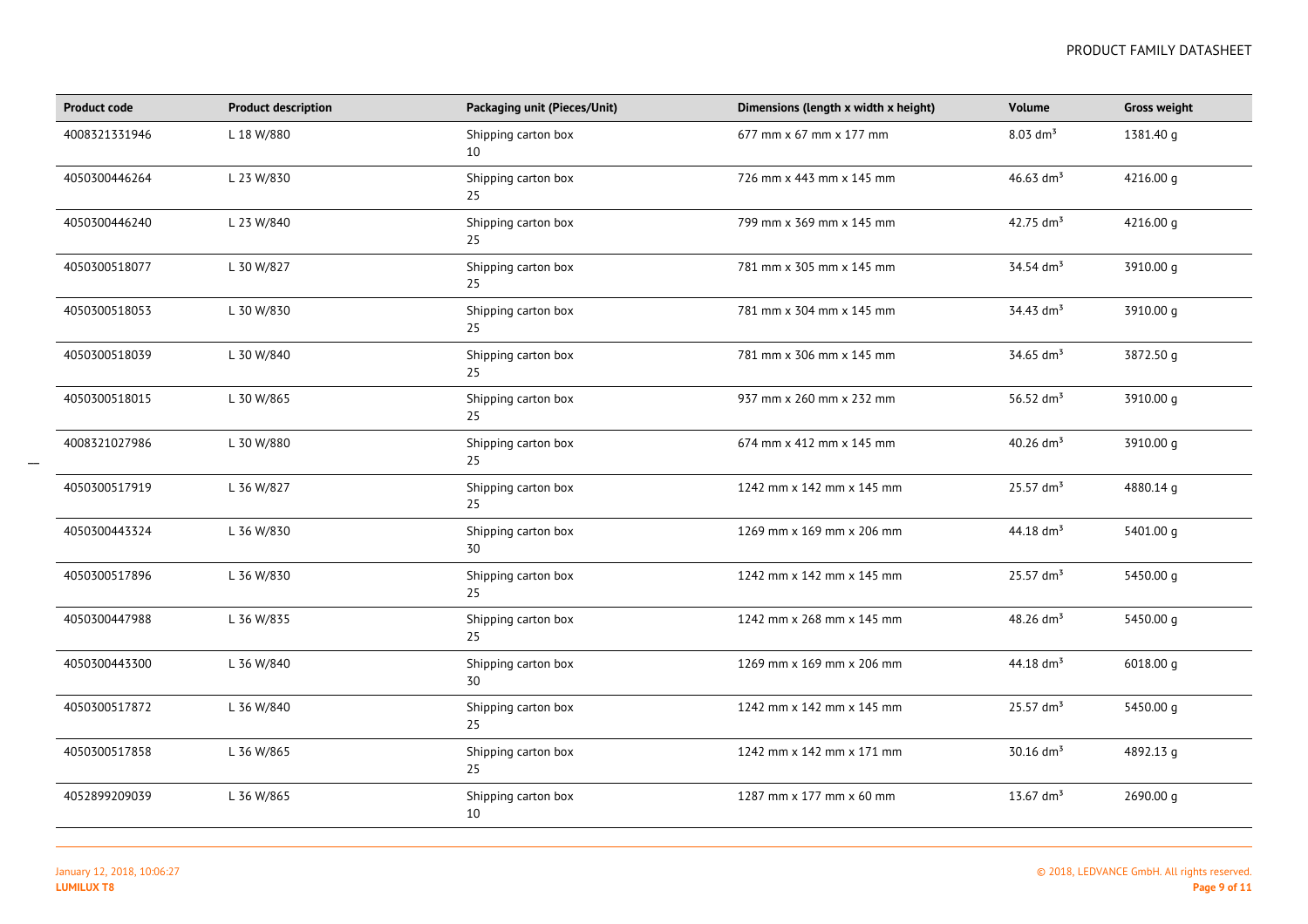| Product code | Product description | Packaging unit (Pieces/Unit) | Dimensions (length x width x height) | Volume | Gross weight |
|---|---|---|---|---|---|
| 4008321331946 | L 18 W/880 | Shipping carton box 10 | 677 mm x 67 mm x 177 mm | 8.03 $dm^3$ | 1381.40 g |
| 4050300446264 | L 23 W/830 | Shipping carton box 25 | 726 mm x 443 mm x 145 mm | 46.63 $dm^3$ | 4216.00 g |
| 4050300446240 | L 23 W/840 | Shipping carton box 25 | 799 mm x 369 mm x 145 mm | 42.75 $dm^3$ | 4216.00 g |
| 4050300518077 | L 30 W/827 | Shipping carton box 25 | 781 mm x 305 mm x 145 mm | 34.54 $dm^3$ | 3910.00 g |
| 4050300518053 | L 30 W/830 | Shipping carton box 25 | 781 mm x 304 mm x 145 mm | 34.43 $dm^3$ | 3910.00 g |
| 4050300518039 | L 30 W/840 | Shipping carton box 25 | 781 mm x 306 mm x 145 mm | 34.65 $dm^3$ | 3872.50 g |
| 4050300518015 | L 30 W/865 | Shipping carton box 25 | 937 mm x 260 mm x 232 mm | 56.52 $dm^3$ | 3910.00 g |
| 4008321027986 | L 30 W/880 | Shipping carton box 25 | 674 mm x 412 mm x 145 mm | 40.26 $dm^3$ | 3910.00 g |
| 4050300517919 | L 36 W/827 | Shipping carton box 25 | 1242 mm x 142 mm x 145 mm | 25.57 $dm^3$ | 4880.14 g |
| 4050300443324 | L 36 W/830 | Shipping carton box 30 | 1269 mm x 169 mm x 206 mm | 44.18 $dm^3$ | 5401.00 g |
| 4050300517896 | L 36 W/830 | Shipping carton box 25 | 1242 mm x 142 mm x 145 mm | 25.57 $dm^3$ | 5450.00 g |
| 4050300447988 | L 36 W/835 | Shipping carton box 25 | 1242 mm x 268 mm x 145 mm | 48.26 $dm^3$ | 5450.00 g |
| 4050300443300 | L 36 W/840 | Shipping carton box 30 | 1269 mm x 169 mm x 206 mm | 44.18 $dm^3$ | 6018.00 g |
| 4050300517872 | L 36 W/840 | Shipping carton box 25 | 1242 mm x 142 mm x 145 mm | 25.57 $dm^3$ | 5450.00 g |
| 4050300517858 | L 36 W/865 | Shipping carton box 25 | 1242 mm x 142 mm x 171 mm | 30.16 $dm^3$ | 4892.13 g |
| 4052899209039 | L 36 W/865 | Shipping carton box 10 | 1287 mm x 177 mm x 60 mm | 13.67 $dm^3$ | 2690.00 g |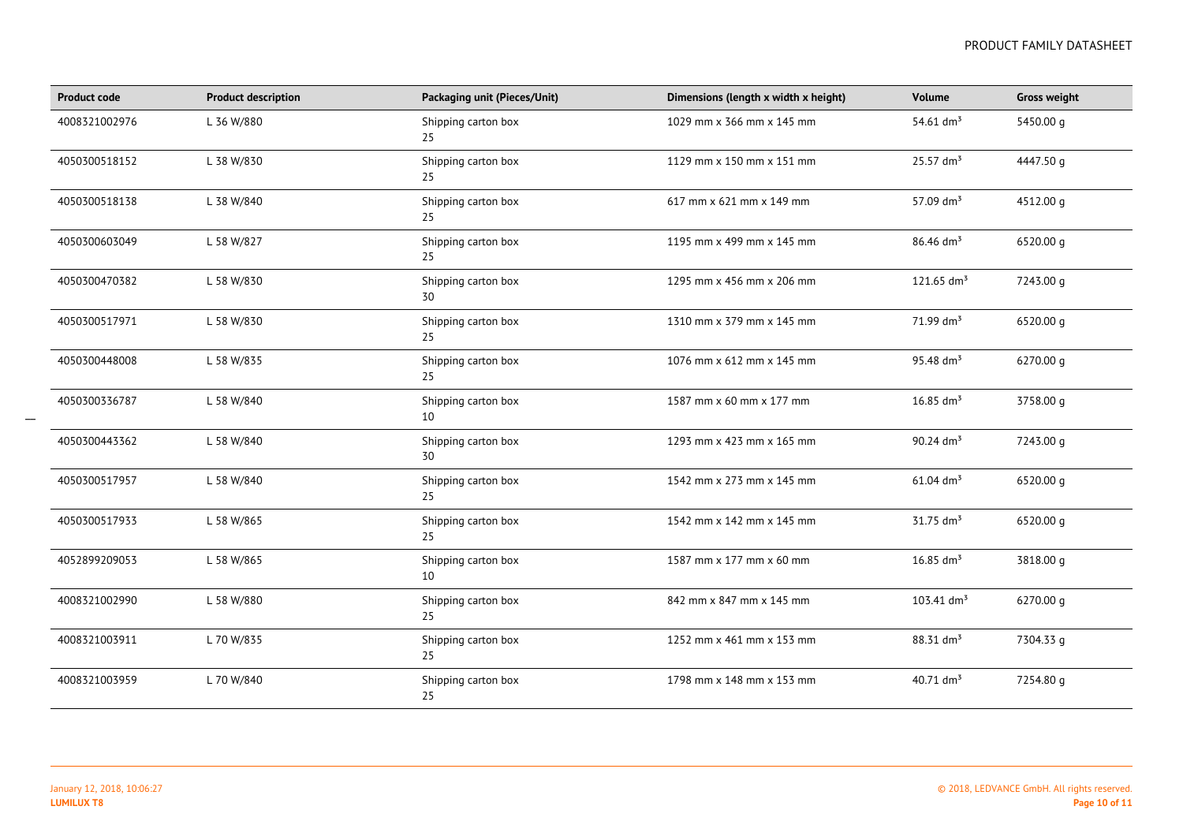| Product code | Product description | Packaging unit (Pieces/Unit) | Dimensions (length x width x height) | Volume | Gross weight |
|---|---|---|---|---|---|
| 4008321002976 | L 36 W/880 | Shipping carton box 25 | 1029 mm x 366 mm x 145 mm | 54.61 $dm^3$ | 5450.00 g |
| 4050300518152 | L 38 W/830 | Shipping carton box 25 | 1129 mm x 150 mm x 151 mm | 25.57 $dm^3$ | 4447.50 g |
| 4050300518138 | L 38 W/840 | Shipping carton box 25 | 617 mm x 621 mm x 149 mm | 57.09 $dm^3$ | 4512.00 g |
| 4050300603049 | L 58 W/827 | Shipping carton box 25 | 1195 mm x 499 mm x 145 mm | 86.46 $dm^3$ | 6520.00 g |
| 4050300470382 | L 58 W/830 | Shipping carton box 30 | 1295 mm x 456 mm x 206 mm | 121.65 $dm^3$ | 7243.00 g |
| 4050300517971 | L 58 W/830 | Shipping carton box 25 | 1310 mm x 379 mm x 145 mm | 71.99 $dm^3$ | 6520.00 g |
| 4050300448008 | L 58 W/835 | Shipping carton box 25 | 1076 mm x 612 mm x 145 mm | 95.48 $dm^3$ | 6270.00 g |
| 4050300336787 | L 58 W/840 | Shipping carton box 10 | 1587 mm x 60 mm x 177 mm | 16.85 $dm^3$ | 3758.00 g |
| 4050300443362 | L 58 W/840 | Shipping carton box 30 | 1293 mm x 423 mm x 165 mm | 90.24 $dm^3$ | 7243.00 g |
| 4050300517957 | L 58 W/840 | Shipping carton box 25 | 1542 mm x 273 mm x 145 mm | 61.04 $dm^3$ | 6520.00 g |
| 4050300517933 | L 58 W/865 | Shipping carton box 25 | 1542 mm x 142 mm x 145 mm | 31.75 $dm^3$ | 6520.00 g |
| 4052899209053 | L 58 W/865 | Shipping carton box 10 | 1587 mm x 177 mm x 60 mm | 16.85 $dm^3$ | 3818.00 g |
| 4008321002990 | L 58 W/880 | Shipping carton box 25 | 842 mm x 847 mm x 145 mm | 103.41 $dm^3$ | 6270.00 g |
| 4008321003911 | L 70 W/835 | Shipping carton box 25 | 1252 mm x 461 mm x 153 mm | 88.31 $dm^3$ | 7304.33 g |
| 4008321003959 | L 70 W/840 | Shipping carton box 25 | 1798 mm x 148 mm x 153 mm | 40.71 $dm^3$ | 7254.80 g |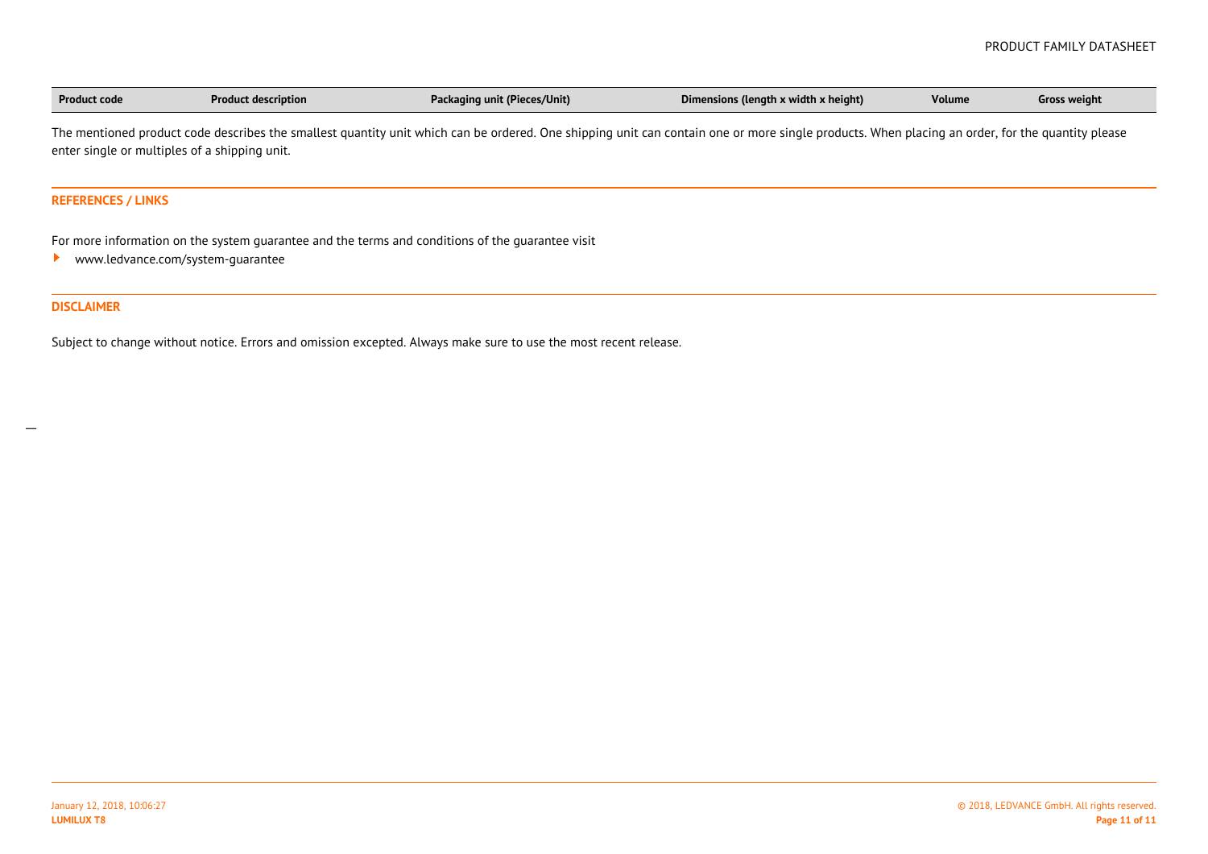| Product code | Product description | Packaging unit (Pieces/Unit) | Dimensions (length x width x height) | Volume | Gross weight |
| --- | --- | --- | --- | --- | --- |

The mentioned product code describes the smallest quantity unit which can be ordered. One shipping unit can contain one or more single products. When placing an order, for the quantity please enter single or multiples of a shipping unit.

## REFERENCES / LINKS

For more information on the system guarantee and the terms and conditions of the guarantee visit

- www.ledvance.com/system-guarantee

## DISCLAIMER

Subject to change without notice. Errors and omission excepted. Always make sure to use the most recent release.